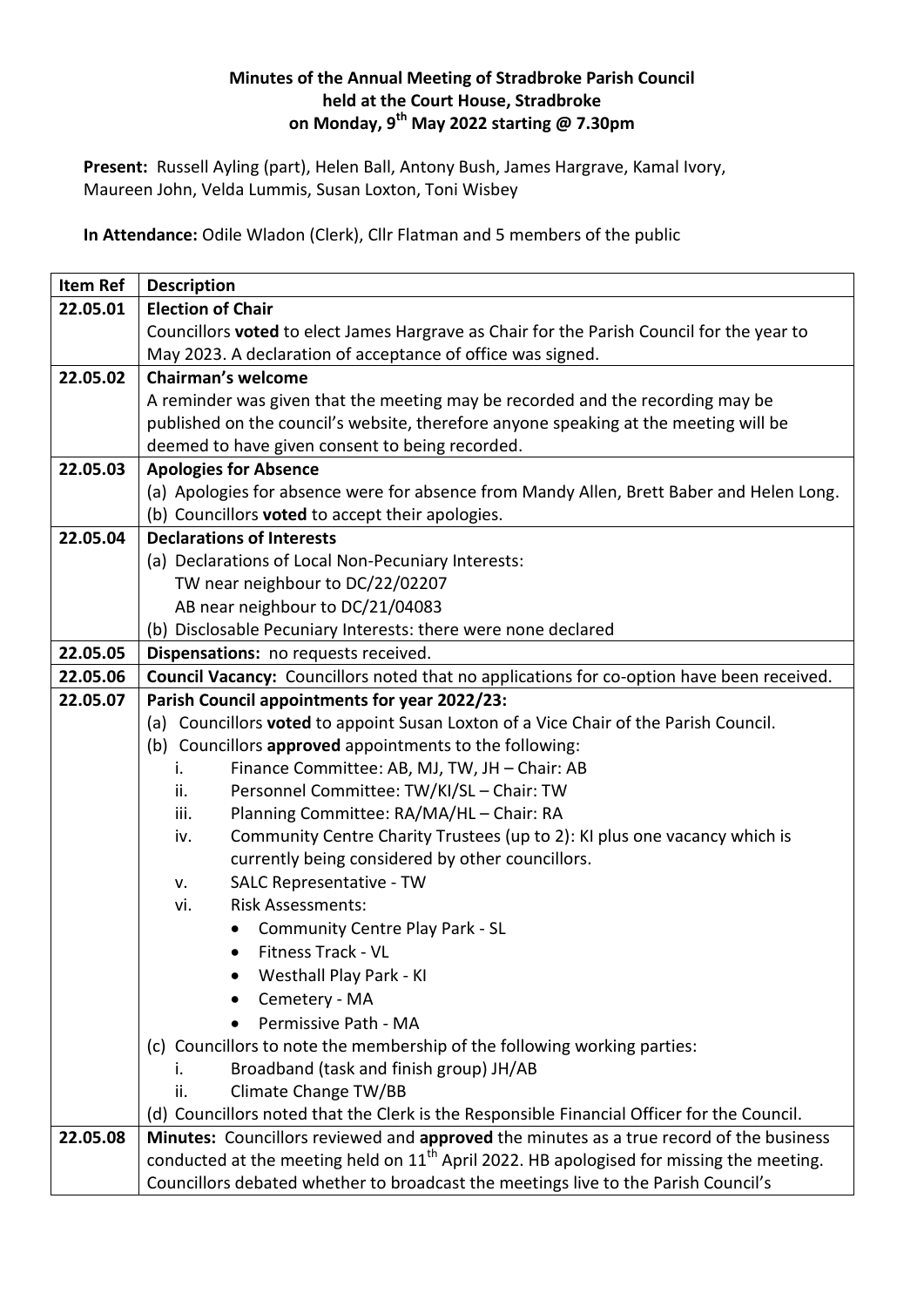**Minutes of the Annual Meeting of Stradbroke Parish Council held at the Court House, Stradbroke on Monday, 9th May 2022 starting @ 7.30pm**

**Present:** Russell Ayling (part), Helen Ball, Antony Bush, James Hargrave, Kamal Ivory, Maureen John, Velda Lummis, Susan Loxton, Toni Wisbey

**In Attendance:** Odile Wladon (Clerk), Cllr Flatman and 5 members of the public

| Item Ref | Description |
|---|---|
| 22.05.01 | **Election of Chair**<br>Councillors **voted** to elect James Hargrave as Chair for the Parish Council for the year to May 2023. A declaration of acceptance of office was signed. |
| 22.05.02 | **Chairman's welcome**<br>A reminder was given that the meeting may be recorded and the recording may be published on the council's website, therefore anyone speaking at the meeting will be deemed to have given consent to being recorded. |
| 22.05.03 | **Apologies for Absence**<br>(a) Apologies for absence were for absence from Mandy Allen, Brett Baber and Helen Long.<br>(b) Councillors **voted** to accept their apologies. |
| 22.05.04 | **Declarations of Interests**<br>(a) Declarations of Local Non-Pecuniary Interests:<br>TW near neighbour to DC/22/02207<br>AB near neighbour to DC/21/04083<br>(b) Disclosable Pecuniary Interests: there were none declared |
| 22.05.05 | **Dispensations:** no requests received. |
| 22.05.06 | **Council Vacancy:** Councillors noted that no applications for co-option have been received. |
| 22.05.07 | **Parish Council appointments for year 2022/23:**<br>(a) Councillors **voted** to appoint Susan Loxton of a Vice Chair of the Parish Council.<br>(b) Councillors **approved** appointments to the following:<br>i. Finance Committee: AB, MJ, TW, JH – Chair: AB<br>ii. Personnel Committee: TW/KI/SL – Chair: TW<br>iii. Planning Committee: RA/MA/HL – Chair: RA<br>iv. Community Centre Charity Trustees (up to 2): KI plus one vacancy which is currently being considered by other councillors.<br>v. SALC Representative - TW<br>vi. Risk Assessments:<br>• Community Centre Play Park - SL<br>• Fitness Track - VL<br>• Westhall Play Park - KI<br>• Cemetery - MA<br>• Permissive Path - MA<br>(c) Councillors to note the membership of the following working parties:<br>i. Broadband (task and finish group) JH/AB<br>ii. Climate Change TW/BB<br>(d) Councillors noted that the Clerk is the Responsible Financial Officer for the Council. |
| 22.05.08 | **Minutes:** Councillors reviewed and **approved** the minutes as a true record of the business conducted at the meeting held on 11th April 2022. HB apologised for missing the meeting. Councillors debated whether to broadcast the meetings live to the Parish Council's |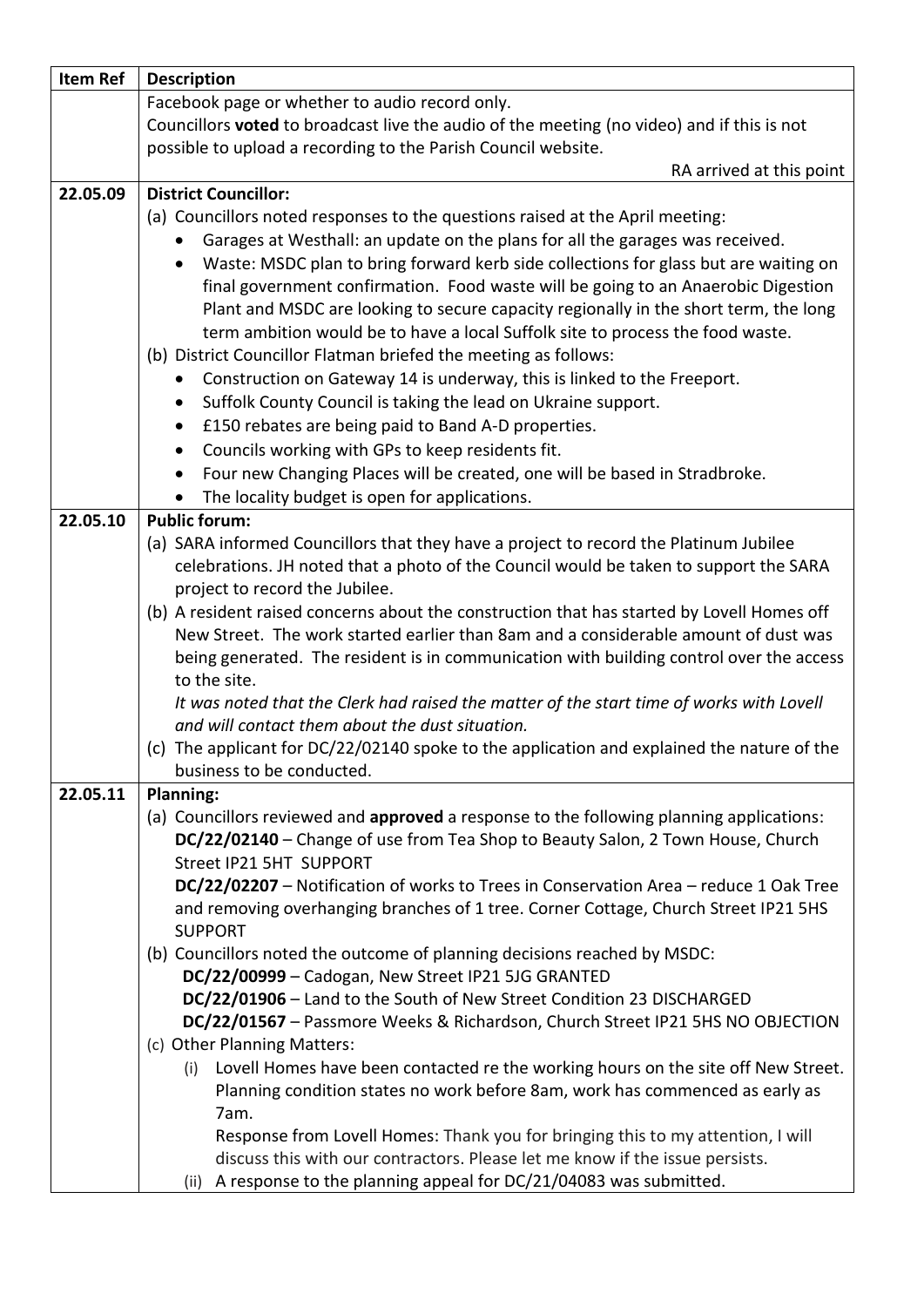| Item Ref | Description |
| --- | --- |
| | Facebook page or whether to audio record only.<br>Councillors **voted** to broadcast live the audio of the meeting (no video) and if this is not possible to upload a recording to the Parish Council website.<br>RA arrived at this point |
| 22.05.09 | **District Councillor:**<br>(a) Councillors noted responses to the questions raised at the April meeting:<br>• Garages at Westhall: an update on the plans for all the garages was received.<br>• Waste: MSDC plan to bring forward kerb side collections for glass but are waiting on final government confirmation. Food waste will be going to an Anaerobic Digestion Plant and MSDC are looking to secure capacity regionally in the short term, the long term ambition would be to have a local Suffolk site to process the food waste.<br>(b) District Councillor Flatman briefed the meeting as follows:<br>• Construction on Gateway 14 is underway, this is linked to the Freeport.<br>• Suffolk County Council is taking the lead on Ukraine support.<br>• £150 rebates are being paid to Band A-D properties.<br>• Councils working with GPs to keep residents fit.<br>• Four new Changing Places will be created, one will be based in Stradbroke.<br>• The locality budget is open for applications. |
| 22.05.10 | **Public forum:**<br>(a) SARA informed Councillors that they have a project to record the Platinum Jubilee celebrations. JH noted that a photo of the Council would be taken to support the SARA project to record the Jubilee.<br>(b) A resident raised concerns about the construction that has started by Lovell Homes off New Street. The work started earlier than 8am and a considerable amount of dust was being generated. The resident is in communication with building control over the access to the site.<br>*It was noted that the Clerk had raised the matter of the start time of works with Lovell and will contact them about the dust situation.*<br>(c) The applicant for DC/22/02140 spoke to the application and explained the nature of the business to be conducted. |
| 22.05.11 | **Planning:**<br>(a) Councillors reviewed and **approved** a response to the following planning applications:<br>**DC/22/02140** – Change of use from Tea Shop to Beauty Salon, 2 Town House, Church Street IP21 5HT SUPPORT<br>**DC/22/02207** – Notification of works to Trees in Conservation Area – reduce 1 Oak Tree and removing overhanging branches of 1 tree. Corner Cottage, Church Street IP21 5HS SUPPORT<br>(b) Councillors noted the outcome of planning decisions reached by MSDC:<br>**DC/22/00999** – Cadogan, New Street IP21 5JG GRANTED<br>**DC/22/01906** – Land to the South of New Street Condition 23 DISCHARGED<br>**DC/22/01567** – Passmore Weeks & Richardson, Church Street IP21 5HS NO OBJECTION<br>(c) Other Planning Matters:<br>(i) Lovell Homes have been contacted re the working hours on the site off New Street. Planning condition states no work before 8am, work has commenced as early as 7am.<br>Response from Lovell Homes: Thank you for bringing this to my attention, I will discuss this with our contractors. Please let me know if the issue persists.<br>(ii) A response to the planning appeal for DC/21/04083 was submitted. |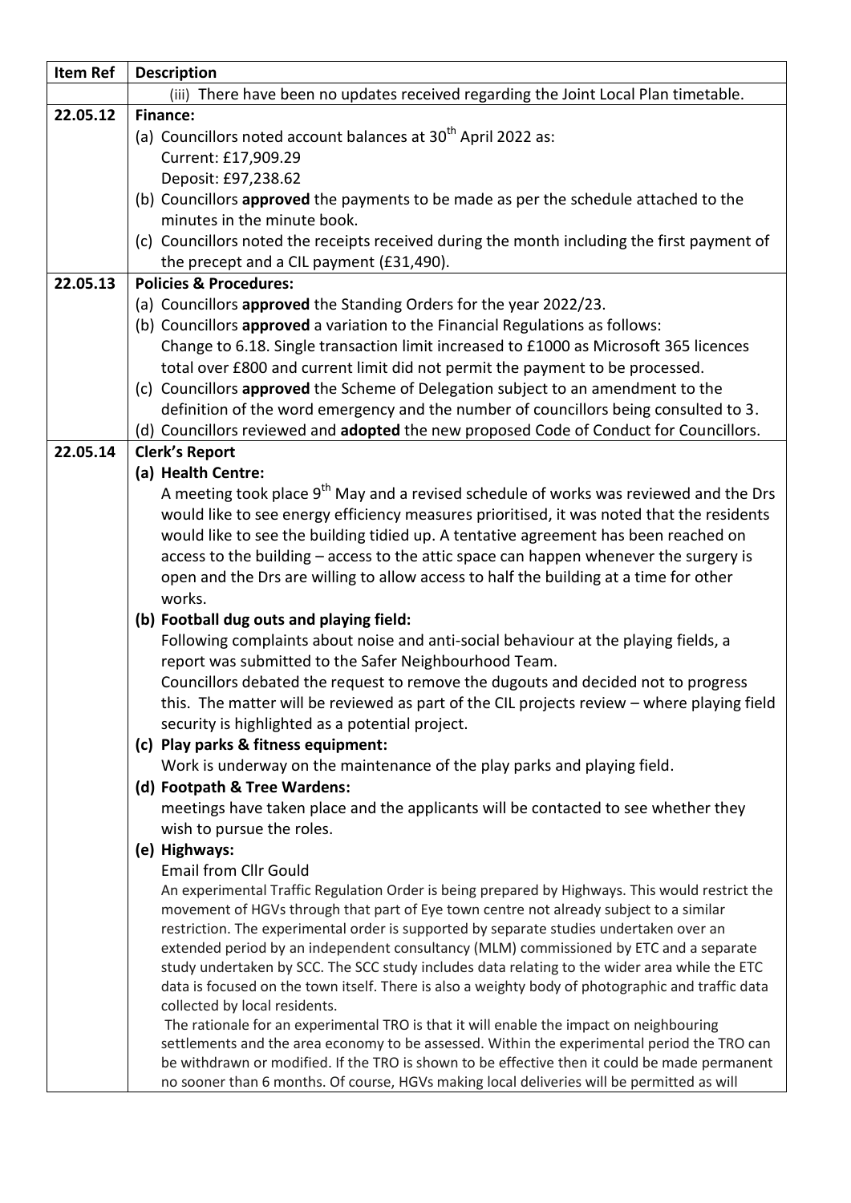| Item Ref | Description |
|---|---|
| | (iii) There have been no updates received regarding the Joint Local Plan timetable. |
| 22.05.12 | **Finance:**<br>(a) Councillors noted account balances at 30th April 2022 as:<br>Current: £17,909.29<br>Deposit: £97,238.62<br>(b) Councillors **approved** the payments to be made as per the schedule attached to the minutes in the minute book.<br>(c) Councillors noted the receipts received during the month including the first payment of the precept and a CIL payment (£31,490). |
| 22.05.13 | **Policies & Procedures:**<br>(a) Councillors **approved** the Standing Orders for the year 2022/23.<br>(b) Councillors **approved** a variation to the Financial Regulations as follows:<br>Change to 6.18. Single transaction limit increased to £1000 as Microsoft 365 licences total over £800 and current limit did not permit the payment to be processed.<br>(c) Councillors **approved** the Scheme of Delegation subject to an amendment to the definition of the word emergency and the number of councillors being consulted to 3.<br>(d) Councillors reviewed and **adopted** the new proposed Code of Conduct for Councillors. |
| 22.05.14 | **Clerk's Report**<br>**(a) Health Centre:**<br>A meeting took place 9th May and a revised schedule of works was reviewed and the Drs would like to see energy efficiency measures prioritised, it was noted that the residents would like to see the building tidied up. A tentative agreement has been reached on access to the building – access to the attic space can happen whenever the surgery is open and the Drs are willing to allow access to half the building at a time for other works.<br>**(b) Football dug outs and playing field:**<br>Following complaints about noise and anti-social behaviour at the playing fields, a report was submitted to the Safer Neighbourhood Team.<br>Councillors debated the request to remove the dugouts and decided not to progress this. The matter will be reviewed as part of the CIL projects review – where playing field security is highlighted as a potential project.<br>**(c) Play parks & fitness equipment:**<br>Work is underway on the maintenance of the play parks and playing field.<br>**(d) Footpath & Tree Wardens:**<br>meetings have taken place and the applicants will be contacted to see whether they wish to pursue the roles.<br>**(e) Highways:**<br>Email from Cllr Gould<br>An experimental Traffic Regulation Order is being prepared by Highways. This would restrict the movement of HGVs through that part of Eye town centre not already subject to a similar restriction. The experimental order is supported by separate studies undertaken over an extended period by an independent consultancy (MLM) commissioned by ETC and a separate study undertaken by SCC. The SCC study includes data relating to the wider area while the ETC data is focused on the town itself. There is also a weighty body of photographic and traffic data collected by local residents.<br>The rationale for an experimental TRO is that it will enable the impact on neighbouring settlements and the area economy to be assessed. Within the experimental period the TRO can be withdrawn or modified. If the TRO is shown to be effective then it could be made permanent no sooner than 6 months. Of course, HGVs making local deliveries will be permitted as will |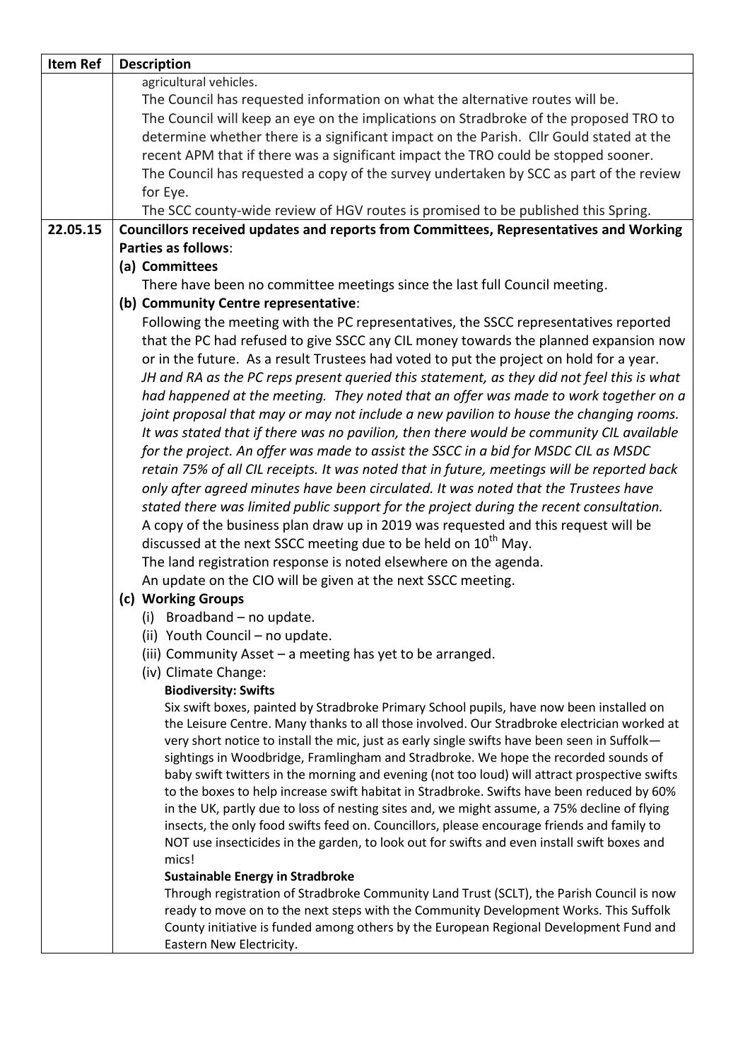| Item Ref | Description |
|---|---|
| | agricultural vehicles.<br>The Council has requested information on what the alternative routes will be.<br>The Council will keep an eye on the implications on Stradbroke of the proposed TRO to determine whether there is a significant impact on the Parish. Cllr Gould stated at the recent APM that if there was a significant impact the TRO could be stopped sooner.<br>The Council has requested a copy of the survey undertaken by SCC as part of the review for Eye.<br>The SCC county-wide review of HGV routes is promised to be published this Spring. |
| **22.05.15** | **Councillors received updates and reports from Committees, Representatives and Working Parties as follows**:<br>**(a) Committees**<br>There have been no committee meetings since the last full Council meeting.<br>**(b) Community Centre representative**:<br>Following the meeting with the PC representatives, the SSCC representatives reported that the PC had refused to give SSCC any CIL money towards the planned expansion now or in the future. As a result Trustees had voted to put the project on hold for a year.<br>*JH and RA as the PC reps present queried this statement, as they did not feel this is what had happened at the meeting. They noted that an offer was made to work together on a joint proposal that may or may not include a new pavilion to house the changing rooms. It was stated that if there was no pavilion, then there would be community CIL available for the project. An offer was made to assist the SSCC in a bid for MSDC CIL as MSDC retain 75% of all CIL receipts. It was noted that in future, meetings will be reported back only after agreed minutes have been circulated. It was noted that the Trustees have stated there was limited public support for the project during the recent consultation.*<br>A copy of the business plan draw up in 2019 was requested and this request will be discussed at the next SSCC meeting due to be held on 10th May.<br>The land registration response is noted elsewhere on the agenda.<br>An update on the CIO will be given at the next SSCC meeting.<br>**(c) Working Groups**<br>(i) Broadband – no update.<br>(ii) Youth Council – no update.<br>(iii) Community Asset – a meeting has yet to be arranged.<br>(iv) Climate Change:<br>**Biodiversity: Swifts**<br>Six swift boxes, painted by Stradbroke Primary School pupils, have now been installed on the Leisure Centre. Many thanks to all those involved. Our Stradbroke electrician worked at very short notice to install the mic, just as early single swifts have been seen in Suffolk—sightings in Woodbridge, Framlingham and Stradbroke. We hope the recorded sounds of baby swift twitters in the morning and evening (not too loud) will attract prospective swifts to the boxes to help increase swift habitat in Stradbroke. Swifts have been reduced by 60% in the UK, partly due to loss of nesting sites and, we might assume, a 75% decline of flying insects, the only food swifts feed on. Councillors, please encourage friends and family to NOT use insecticides in the garden, to look out for swifts and even install swift boxes and mics!<br>**Sustainable Energy in Stradbroke**<br>Through registration of Stradbroke Community Land Trust (SCLT), the Parish Council is now ready to move on to the next steps with the Community Development Works. This Suffolk County initiative is funded among others by the European Regional Development Fund and Eastern New Electricity. |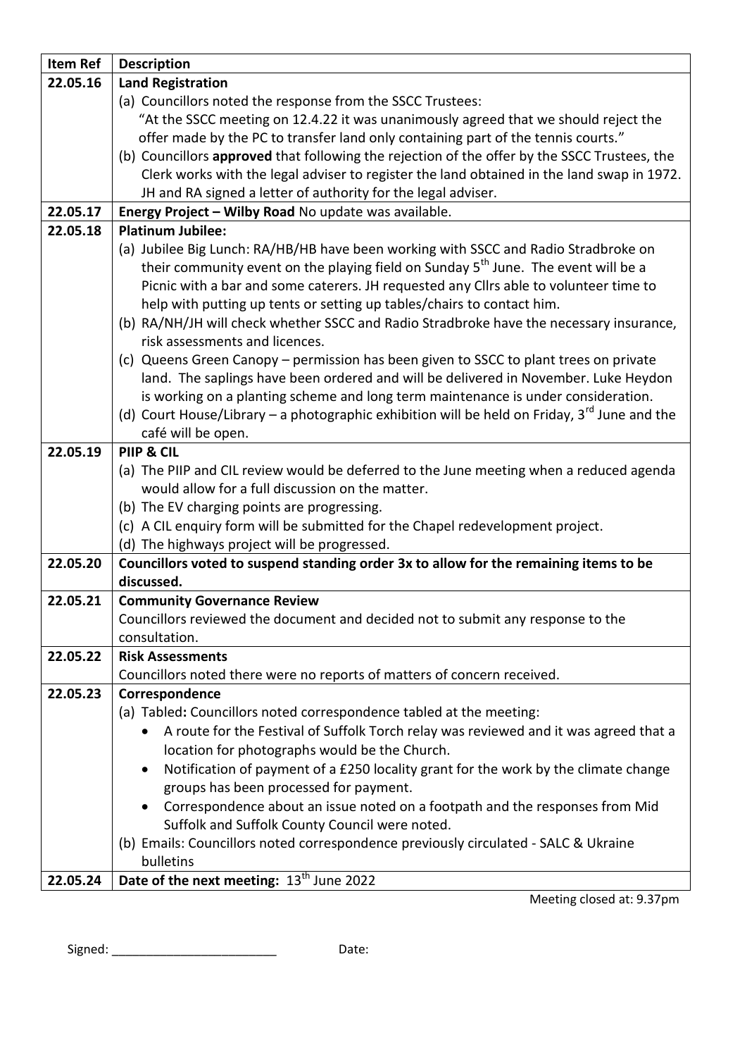| Item Ref | Description |
|---|---|
| 22.05.16 | **Land Registration**<br>(a) Councillors noted the response from the SSCC Trustees:<br>"At the SSCC meeting on 12.4.22 it was unanimously agreed that we should reject the offer made by the PC to transfer land only containing part of the tennis courts."<br>(b) Councillors **approved** that following the rejection of the offer by the SSCC Trustees, the Clerk works with the legal adviser to register the land obtained in the land swap in 1972. JH and RA signed a letter of authority for the legal adviser. |
| 22.05.17 | **Energy Project – Wilby Road** No update was available. |
| 22.05.18 | **Platinum Jubilee:**<br>(a) Jubilee Big Lunch: RA/HB/HB have been working with SSCC and Radio Stradbroke on their community event on the playing field on Sunday 5th June. The event will be a Picnic with a bar and some caterers. JH requested any Cllrs able to volunteer time to help with putting up tents or setting up tables/chairs to contact him.<br>(b) RA/NH/JH will check whether SSCC and Radio Stradbroke have the necessary insurance, risk assessments and licences.<br>(c) Queens Green Canopy – permission has been given to SSCC to plant trees on private land. The saplings have been ordered and will be delivered in November. Luke Heydon is working on a planting scheme and long term maintenance is under consideration.<br>(d) Court House/Library – a photographic exhibition will be held on Friday, 3rd June and the café will be open. |
| 22.05.19 | **PIIP & CIL**<br>(a) The PIIP and CIL review would be deferred to the June meeting when a reduced agenda would allow for a full discussion on the matter.<br>(b) The EV charging points are progressing.<br>(c) A CIL enquiry form will be submitted for the Chapel redevelopment project.<br>(d) The highways project will be progressed. |
| 22.05.20 | **Councillors voted to suspend standing order 3x to allow for the remaining items to be discussed.** |
| 22.05.21 | **Community Governance Review**<br>Councillors reviewed the document and decided not to submit any response to the consultation. |
| 22.05.22 | **Risk Assessments**<br>Councillors noted there were no reports of matters of concern received. |
| 22.05.23 | **Correspondence**<br>(a) Tabled**:** Councillors noted correspondence tabled at the meeting:<br>• A route for the Festival of Suffolk Torch relay was reviewed and it was agreed that a location for photographs would be the Church.<br>• Notification of payment of a £250 locality grant for the work by the climate change groups has been processed for payment.<br>• Correspondence about an issue noted on a footpath and the responses from Mid Suffolk and Suffolk County Council were noted.<br>(b) Emails: Councillors noted correspondence previously circulated - SALC & Ukraine bulletins |
| 22.05.24 | **Date of the next meeting:** 13th June 2022 |

Meeting closed at: 9.37pm

Signed: ________________________ Date: